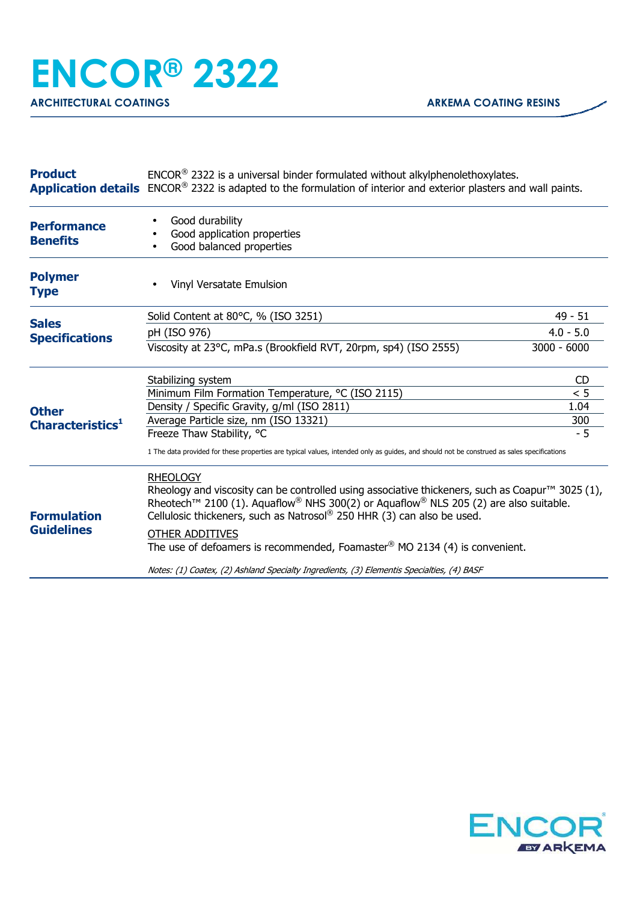# ENCOR® 2322

**ARCHITECTURAL COATINGS** — **ARKEMA COATING RESINS**

## Product Application details

ENCOR® 2322 is a universal binder formulated without alkylphenolethoxylates.
ENCOR® 2322 is adapted to the formulation of interior and exterior plasters and wall paints.

## Performance Benefits

- Good durability
- Good application properties
- Good balanced properties

## Polymer Type

- Vinyl Versatate Emulsion

## Sales Specifications

| Property | Value |
|---|---|
| Solid Content at 80°C, % (ISO 3251) | 49 - 51 |
| pH (ISO 976) | 4.0 - 5.0 |
| Viscosity at 23°C, mPa.s (Brookfield RVT, 20rpm, sp4) (ISO 2555) | 3000 - 6000 |

## Other Characteristics[1]

| Property | Value |
|---|---|
| Stabilizing system | CD |
| Minimum Film Formation Temperature, °C (ISO 2115) | < 5 |
| Density / Specific Gravity, g/ml (ISO 2811) | 1.04 |
| Average Particle size, nm (ISO 13321) | 300 |
| Freeze Thaw Stability, °C | - 5 |

1 The data provided for these properties are typical values, intended only as guides, and should not be construed as sales specifications

## Formulation Guidelines

RHEOLOGY

Rheology and viscosity can be controlled using associative thickeners, such as Coapur™ 3025 (1), Rheotech™ 2100 (1). Aquaflow® NHS 300(2) or Aquaflow® NLS 205 (2) are also suitable. Cellulosic thickeners, such as Natrosol® 250 HHR (3) can also be used.

OTHER ADDITIVES

The use of defoamers is recommended, Foamaster® MO 2134 (4) is convenient.

*Notes: (1) Coatex, (2) Ashland Specialty Ingredients, (3) Elementis Specialties, (4) BASF*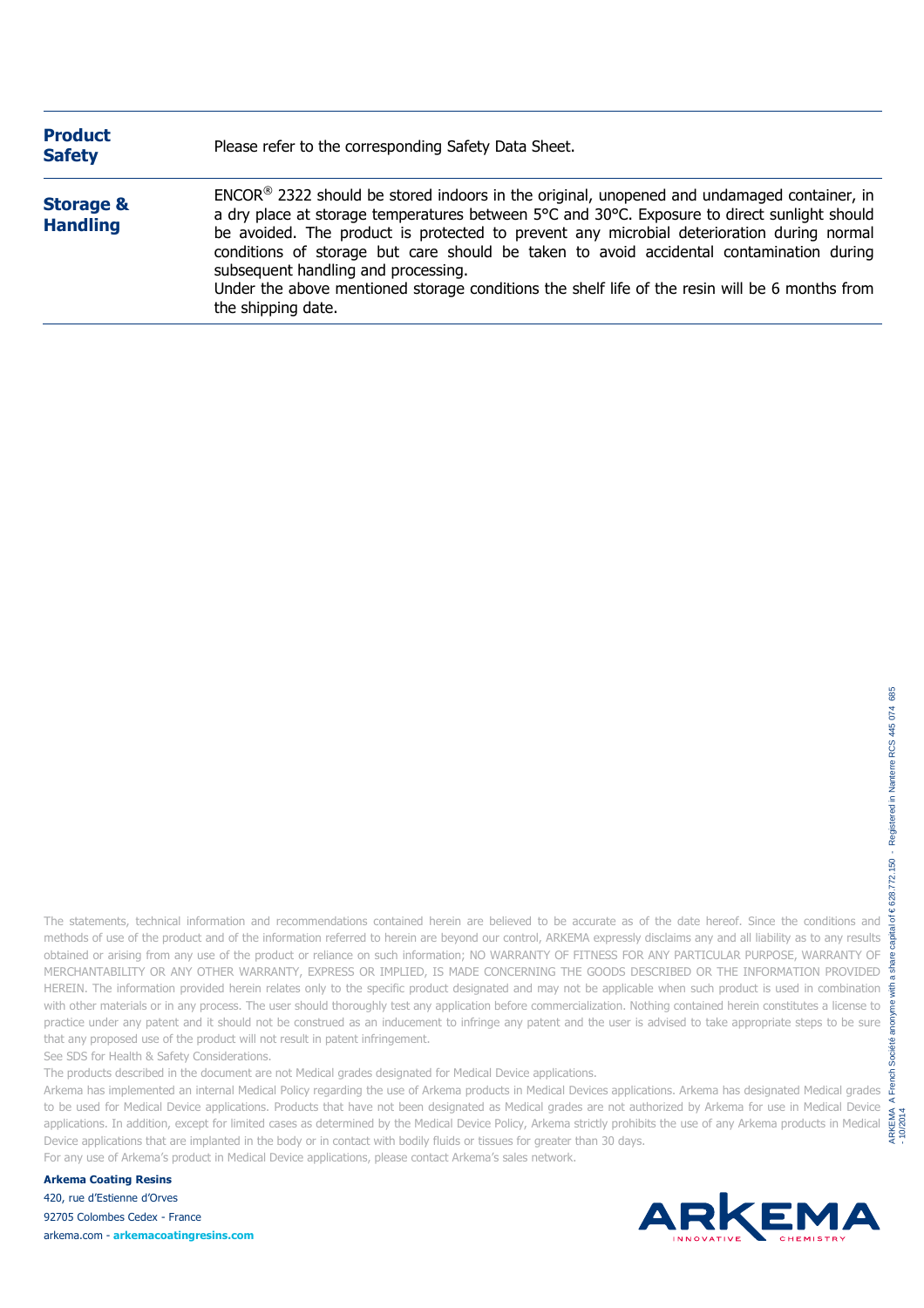| | |
|---|---|
| **Product Safety** | Please refer to the corresponding Safety Data Sheet. |
| **Storage & Handling** | ENCOR® 2322 should be stored indoors in the original, unopened and undamaged container, in a dry place at storage temperatures between 5°C and 30°C. Exposure to direct sunlight should be avoided. The product is protected to prevent any microbial deterioration during normal conditions of storage but care should be taken to avoid accidental contamination during subsequent handling and processing.<br>Under the above mentioned storage conditions the shelf life of the resin will be 6 months from the shipping date. |

The statements, technical information and recommendations contained herein are believed to be accurate as of the date hereof. Since the conditions and methods of use of the product and of the information referred to herein are beyond our control, ARKEMA expressly disclaims any and all liability as to any results obtained or arising from any use of the product or reliance on such information; NO WARRANTY OF FITNESS FOR ANY PARTICULAR PURPOSE, WARRANTY OF MERCHANTABILITY OR ANY OTHER WARRANTY, EXPRESS OR IMPLIED, IS MADE CONCERNING THE GOODS DESCRIBED OR THE INFORMATION PROVIDED HEREIN. The information provided herein relates only to the specific product designated and may not be applicable when such product is used in combination with other materials or in any process. The user should thoroughly test any application before commercialization. Nothing contained herein constitutes a license to practice under any patent and it should not be construed as an inducement to infringe any patent and the user is advised to take appropriate steps to be sure that any proposed use of the product will not result in patent infringement.

See SDS for Health & Safety Considerations.

The products described in the document are not Medical grades designated for Medical Device applications.

Arkema has implemented an internal Medical Policy regarding the use of Arkema products in Medical Devices applications. Arkema has designated Medical grades to be used for Medical Device applications. Products that have not been designated as Medical grades are not authorized by Arkema for use in Medical Device applications. In addition, except for limited cases as determined by the Medical Device Policy, Arkema strictly prohibits the use of any Arkema products in Medical Device applications that are implanted in the body or in contact with bodily fluids or tissues for greater than 30 days.

For any use of Arkema's product in Medical Device applications, please contact Arkema's sales network.

**Arkema Coating Resins**
420, rue d'Estienne d'Orves
92705 Colombes Cedex - France
arkema.com - **arkemacoatingresins.com**

ARKEMA A French Société anonyme with a share capital of € 628.772.150 - Registered in Nanterre RCS 445 074 685 - 10/2014